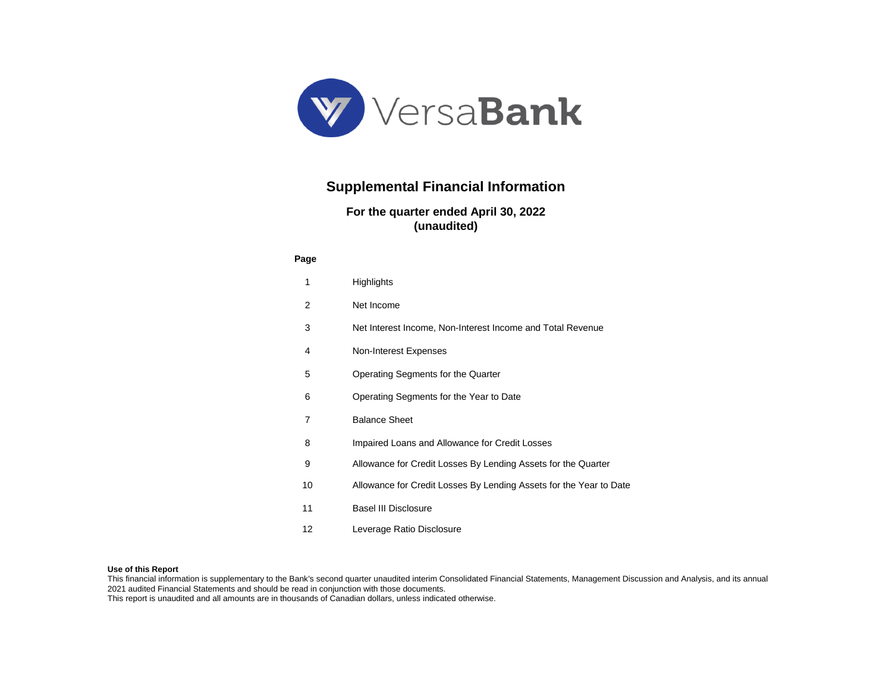VersaBank

# Supplemental Financial Information

## For the quarter ended April 30, 2022
## (unaudited)

| Page | |
|---|---|
| 1 | Highlights |
| 2 | Net Income |
| 3 | Net Interest Income, Non-Interest Income and Total Revenue |
| 4 | Non-Interest Expenses |
| 5 | Operating Segments for the Quarter |
| 6 | Operating Segments for the Year to Date |
| 7 | Balance Sheet |
| 8 | Impaired Loans and Allowance for Credit Losses |
| 9 | Allowance for Credit Losses By Lending Assets for the Quarter |
| 10 | Allowance for Credit Losses By Lending Assets for the Year to Date |
| 11 | Basel III Disclosure |
| 12 | Leverage Ratio Disclosure |

**Use of this Report**

This financial information is supplementary to the Bank's second quarter unaudited interim Consolidated Financial Statements, Management Discussion and Analysis, and its annual 2021 audited Financial Statements and should be read in conjunction with those documents.

This report is unaudited and all amounts are in thousands of Canadian dollars, unless indicated otherwise.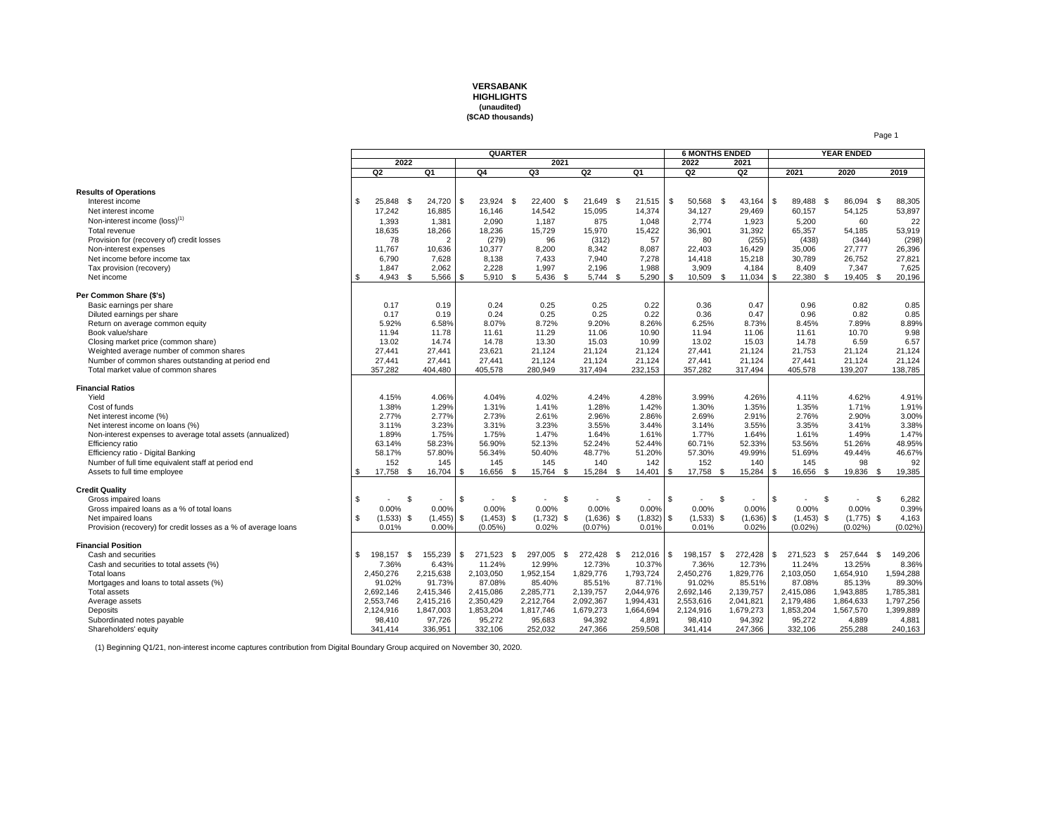# VERSABANK
## HIGHLIGHTS
**(unaudited)**
**($CAD thousands)**

| | QUARTER | | | | | | 6 MONTHS ENDED | | YEAR ENDED | | |
|---|---|---|---|---|---|---|---|---|---|---|---|
| | 2022 | | 2021 | | | | 2022 | 2021 | | | |
| | Q2 | Q1 | Q4 | Q3 | Q2 | Q1 | Q2 | Q2 | 2021 | 2020 | 2019 |
| **Results of Operations** | | | | | | | | | | | |
| Interest income | $ 25,848 | $ 24,720 | $ 23,924 | $ 22,400 | $ 21,649 | $ 21,515 | $ 50,568 | $ 43,164 | $ 89,488 | $ 86,094 | $ 88,305 |
| Net interest income | 17,242 | 16,885 | 16,146 | 14,542 | 15,095 | 14,374 | 34,127 | 29,469 | 60,157 | 54,125 | 53,897 |
| Non-interest income (loss)[(1)] | 1,393 | 1,381 | 2,090 | 1,187 | 875 | 1,048 | 2,774 | 1,923 | 5,200 | 60 | 22 |
| Total revenue | 18,635 | 18,266 | 18,236 | 15,729 | 15,970 | 15,422 | 36,901 | 31,392 | 65,357 | 54,185 | 53,919 |
| Provision for (recovery of) credit losses | 78 | 2 | (279) | 96 | (312) | 57 | 80 | (255) | (438) | (344) | (298) |
| Non-interest expenses | 11,767 | 10,636 | 10,377 | 8,200 | 8,342 | 8,087 | 22,403 | 16,429 | 35,006 | 27,777 | 26,396 |
| Net income before income tax | 6,790 | 7,628 | 8,138 | 7,433 | 7,940 | 7,278 | 14,418 | 15,218 | 30,789 | 26,752 | 27,821 |
| Tax provision (recovery) | 1,847 | 2,062 | 2,228 | 1,997 | 2,196 | 1,988 | 3,909 | 4,184 | 8,409 | 7,347 | 7,625 |
| Net income | $ 4,943 | $ 5,566 | $ 5,910 | $ 5,436 | $ 5,744 | $ 5,290 | $ 10,509 | $ 11,034 | $ 22,380 | $ 19,405 | $ 20,196 |
| **Per Common Share ($'s)** | | | | | | | | | | | |
| Basic earnings per share | 0.17 | 0.19 | 0.24 | 0.25 | 0.25 | 0.22 | 0.36 | 0.47 | 0.96 | 0.82 | 0.85 |
| Diluted earnings per share | 0.17 | 0.19 | 0.24 | 0.25 | 0.25 | 0.22 | 0.36 | 0.47 | 0.96 | 0.82 | 0.85 |
| Return on average common equity | 5.92% | 6.58% | 8.07% | 8.72% | 9.20% | 8.26% | 6.25% | 8.73% | 8.45% | 7.89% | 8.89% |
| Book value/share | 11.94 | 11.78 | 11.61 | 11.29 | 11.06 | 10.90 | 11.94 | 11.06 | 11.61 | 10.70 | 9.98 |
| Closing market price (common share) | 13.02 | 14.74 | 14.78 | 13.30 | 15.03 | 10.99 | 13.02 | 15.03 | 14.78 | 6.59 | 6.57 |
| Weighted average number of common shares | 27,441 | 27,441 | 23,621 | 21,124 | 21,124 | 21,124 | 27,441 | 21,124 | 21,753 | 21,124 | 21,124 |
| Number of common shares outstanding at period end | 27,441 | 27,441 | 27,441 | 21,124 | 21,124 | 21,124 | 27,441 | 21,124 | 27,441 | 21,124 | 21,124 |
| Total market value of common shares | 357,282 | 404,480 | 405,578 | 280,949 | 317,494 | 232,153 | 357,282 | 317,494 | 405,578 | 139,207 | 138,785 |
| **Financial Ratios** | | | | | | | | | | | |
| Yield | 4.15% | 4.06% | 4.04% | 4.02% | 4.24% | 4.28% | 3.99% | 4.26% | 4.11% | 4.62% | 4.91% |
| Cost of funds | 1.38% | 1.29% | 1.31% | 1.41% | 1.28% | 1.42% | 1.30% | 1.35% | 1.35% | 1.71% | 1.91% |
| Net interest income (%) | 2.77% | 2.77% | 2.73% | 2.61% | 2.96% | 2.86% | 2.69% | 2.91% | 2.76% | 2.90% | 3.00% |
| Net interest income on loans (%) | 3.11% | 3.23% | 3.31% | 3.23% | 3.55% | 3.44% | 3.14% | 3.55% | 3.35% | 3.41% | 3.38% |
| Non-interest expenses to average total assets (annualized) | 1.89% | 1.75% | 1.75% | 1.47% | 1.64% | 1.61% | 1.77% | 1.64% | 1.61% | 1.49% | 1.47% |
| Efficiency ratio | 63.14% | 58.23% | 56.90% | 52.13% | 52.24% | 52.44% | 60.71% | 52.33% | 53.56% | 51.26% | 48.95% |
| Efficiency ratio - Digital Banking | 58.17% | 57.80% | 56.34% | 50.40% | 48.77% | 51.20% | 57.30% | 49.99% | 51.69% | 49.44% | 46.67% |
| Number of full time equivalent staff at period end | 152 | 145 | 145 | 145 | 140 | 142 | 152 | 140 | 145 | 98 | 92 |
| Assets to full time employee | $ 17,758 | $ 16,704 | $ 16,656 | $ 15,764 | $ 15,284 | $ 14,401 | $ 17,758 | $ 15,284 | $ 16,656 | $ 19,836 | $ 19,385 |
| **Credit Quality** | | | | | | | | | | | |
| Gross impaired loans | $ - | $ - | $ - | $ - | $ - | $ - | $ - | $ - | $ - | $ - | $ 6,282 |
| Gross impaired loans as a % of total loans | 0.00% | 0.00% | 0.00% | 0.00% | 0.00% | 0.00% | 0.00% | 0.00% | 0.00% | 0.00% | 0.39% |
| Net impaired loans | $ (1,533) | $ (1,455) | $ (1,453) | $ (1,732) | $ (1,636) | $ (1,832) | $ (1,533) | $ (1,636) | $ (1,453) | $ (1,775) | $ 4,163 |
| Provision (recovery) for credit losses as a % of average loans | 0.01% | 0.00% | (0.05%) | 0.02% | (0.07%) | 0.01% | 0.01% | 0.02% | (0.02%) | (0.02%) | (0.02%) |
| **Financial Position** | | | | | | | | | | | |
| Cash and securities | $ 198,157 | $ 155,239 | $ 271,523 | $ 297,005 | $ 272,428 | $ 212,016 | $ 198,157 | $ 272,428 | $ 271,523 | $ 257,644 | $ 149,206 |
| Cash and securities to total assets (%) | 7.36% | 6.43% | 11.24% | 12.99% | 12.73% | 10.37% | 7.36% | 12.73% | 11.24% | 13.25% | 8.36% |
| Total loans | 2,450,276 | 2,215,638 | 2,103,050 | 1,952,154 | 1,829,776 | 1,793,724 | 2,450,276 | 1,829,776 | 2,103,050 | 1,654,910 | 1,594,288 |
| Mortgages and loans to total assets (%) | 91.02% | 91.73% | 87.08% | 85.40% | 85.51% | 87.71% | 91.02% | 85.51% | 87.08% | 85.13% | 89.30% |
| Total assets | 2,692,146 | 2,415,346 | 2,415,086 | 2,285,771 | 2,139,757 | 2,044,976 | 2,692,146 | 2,139,757 | 2,415,086 | 1,943,885 | 1,785,381 |
| Average assets | 2,553,746 | 2,415,216 | 2,350,429 | 2,212,764 | 2,092,367 | 1,994,431 | 2,553,616 | 2,041,821 | 2,179,486 | 1,864,633 | 1,797,256 |
| Deposits | 2,124,916 | 1,847,003 | 1,853,204 | 1,817,746 | 1,679,273 | 1,664,694 | 2,124,916 | 1,679,273 | 1,853,204 | 1,567,570 | 1,399,889 |
| Subordinated notes payable | 98,410 | 97,726 | 95,272 | 95,683 | 94,392 | 4,891 | 98,410 | 94,392 | 95,272 | 4,889 | 4,881 |
| Shareholders' equity | 341,414 | 336,951 | 332,106 | 252,032 | 247,366 | 259,508 | 341,414 | 247,366 | 332,106 | 255,288 | 240,163 |

(1) Beginning Q1/21, non-interest income captures contribution from Digital Boundary Group acquired on November 30, 2020.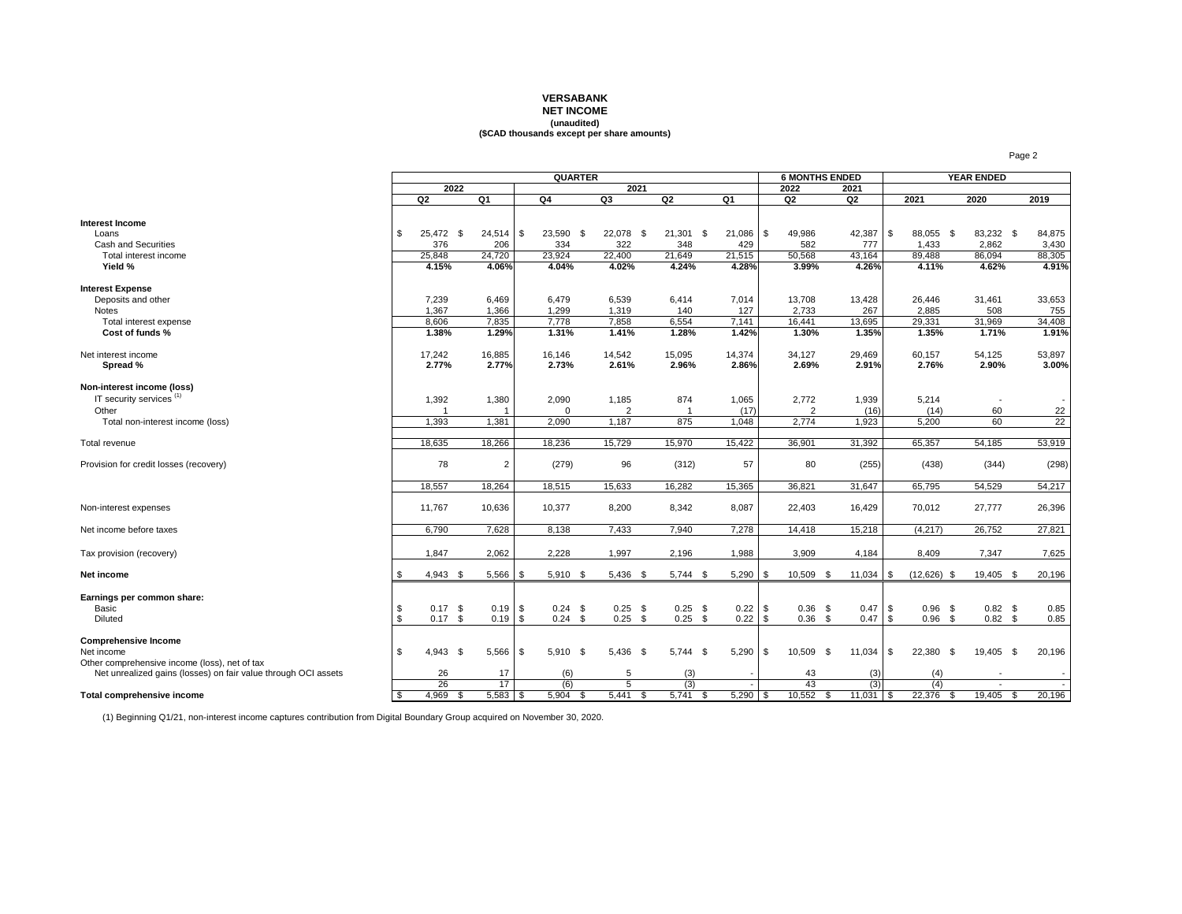# VERSABANK
## NET INCOME
**(unaudited)**
**($CAD thousands except per share amounts)**

| | QUARTER | | | | | | 6 MONTHS ENDED | | YEAR ENDED | | |
|---|---|---|---|---|---|---|---|---|---|---|---|
| | 2022 | | 2021 | | | | 2022 | 2021 | | | |
| | Q2 | Q1 | Q4 | Q3 | Q2 | Q1 | Q2 | Q2 | 2021 | 2020 | 2019 |
| **Interest Income** | | | | | | | | | | | |
| Loans | $ 25,472 | $ 24,514 | $ 23,590 | $ 22,078 | $ 21,301 | $ 21,086 | $ 49,986 | 42,387 | $ 88,055 | $ 83,232 | $ 84,875 |
| Cash and Securities | 376 | 206 | 334 | 322 | 348 | 429 | 582 | 777 | 1,433 | 2,862 | 3,430 |
| Total interest income | 25,848 | 24,720 | 23,924 | 22,400 | 21,649 | 21,515 | 50,568 | 43,164 | 89,488 | 86,094 | 88,305 |
| **Yield %** | **4.15%** | **4.06%** | **4.04%** | **4.02%** | **4.24%** | **4.28%** | **3.99%** | **4.26%** | **4.11%** | **4.62%** | **4.91%** |
| **Interest Expense** | | | | | | | | | | | |
| Deposits and other | 7,239 | 6,469 | 6,479 | 6,539 | 6,414 | 7,014 | 13,708 | 13,428 | 26,446 | 31,461 | 33,653 |
| Notes | 1,367 | 1,366 | 1,299 | 1,319 | 140 | 127 | 2,733 | 267 | 2,885 | 508 | 755 |
| Total interest expense | 8,606 | 7,835 | 7,778 | 7,858 | 6,554 | 7,141 | 16,441 | 13,695 | 29,331 | 31,969 | 34,408 |
| **Cost of funds %** | **1.38%** | **1.29%** | **1.31%** | **1.41%** | **1.28%** | **1.42%** | **1.30%** | **1.35%** | **1.35%** | **1.71%** | **1.91%** |
| Net interest income | 17,242 | 16,885 | 16,146 | 14,542 | 15,095 | 14,374 | 34,127 | 29,469 | 60,157 | 54,125 | 53,897 |
| **Spread %** | **2.77%** | **2.77%** | **2.73%** | **2.61%** | **2.96%** | **2.86%** | **2.69%** | **2.91%** | **2.76%** | **2.90%** | **3.00%** |
| **Non-interest income (loss)** | | | | | | | | | | | |
| IT security services [(1)] | 1,392 | 1,380 | 2,090 | 1,185 | 874 | 1,065 | 2,772 | 1,939 | 5,214 | - | - |
| Other | 1 | 1 | 0 | 2 | 1 | (17) | 2 | (16) | (14) | 60 | 22 |
| Total non-interest income (loss) | 1,393 | 1,381 | 2,090 | 1,187 | 875 | 1,048 | 2,774 | 1,923 | 5,200 | 60 | 22 |
| Total revenue | 18,635 | 18,266 | 18,236 | 15,729 | 15,970 | 15,422 | 36,901 | 31,392 | 65,357 | 54,185 | 53,919 |
| Provision for credit losses (recovery) | 78 | 2 | (279) | 96 | (312) | 57 | 80 | (255) | (438) | (344) | (298) |
| | 18,557 | 18,264 | 18,515 | 15,633 | 16,282 | 15,365 | 36,821 | 31,647 | 65,795 | 54,529 | 54,217 |
| Non-interest expenses | 11,767 | 10,636 | 10,377 | 8,200 | 8,342 | 8,087 | 22,403 | 16,429 | 70,012 | 27,777 | 26,396 |
| Net income before taxes | 6,790 | 7,628 | 8,138 | 7,433 | 7,940 | 7,278 | 14,418 | 15,218 | (4,217) | 26,752 | 27,821 |
| Tax provision (recovery) | 1,847 | 2,062 | 2,228 | 1,997 | 2,196 | 1,988 | 3,909 | 4,184 | 8,409 | 7,347 | 7,625 |
| **Net income** | $ 4,943 | $ 5,566 | $ 5,910 | $ 5,436 | $ 5,744 | $ 5,290 | $ 10,509 | $ 11,034 | $ (12,626) | $ 19,405 | $ 20,196 |
| **Earnings per common share:** | | | | | | | | | | | |
| Basic | $ 0.17 | $ 0.19 | $ 0.24 | $ 0.25 | $ 0.25 | $ 0.22 | $ 0.36 | $ 0.47 | $ 0.96 | $ 0.82 | $ 0.85 |
| Diluted | $ 0.17 | $ 0.19 | $ 0.24 | $ 0.25 | $ 0.25 | $ 0.22 | $ 0.36 | $ 0.47 | $ 0.96 | $ 0.82 | $ 0.85 |
| **Comprehensive Income** | | | | | | | | | | | |
| Net income | $ 4,943 | $ 5,566 | $ 5,910 | $ 5,436 | $ 5,744 | $ 5,290 | $ 10,509 | $ 11,034 | $ 22,380 | $ 19,405 | $ 20,196 |
| Other comprehensive income (loss), net of tax | | | | | | | | | | | |
| Net unrealized gains (losses) on fair value through OCI assets | 26 | 17 | (6) | 5 | (3) | - | 43 | (3) | (4) | - | - |
| | 26 | 17 | (6) | 5 | (3) | - | 43 | (3) | (4) | - | - |
| **Total comprehensive income** | $ 4,969 | $ 5,583 | $ 5,904 | $ 5,441 | $ 5,741 | $ 5,290 | $ 10,552 | $ 11,031 | $ 22,376 | $ 19,405 | $ 20,196 |

(1) Beginning Q1/21, non-interest income captures contribution from Digital Boundary Group acquired on November 30, 2020.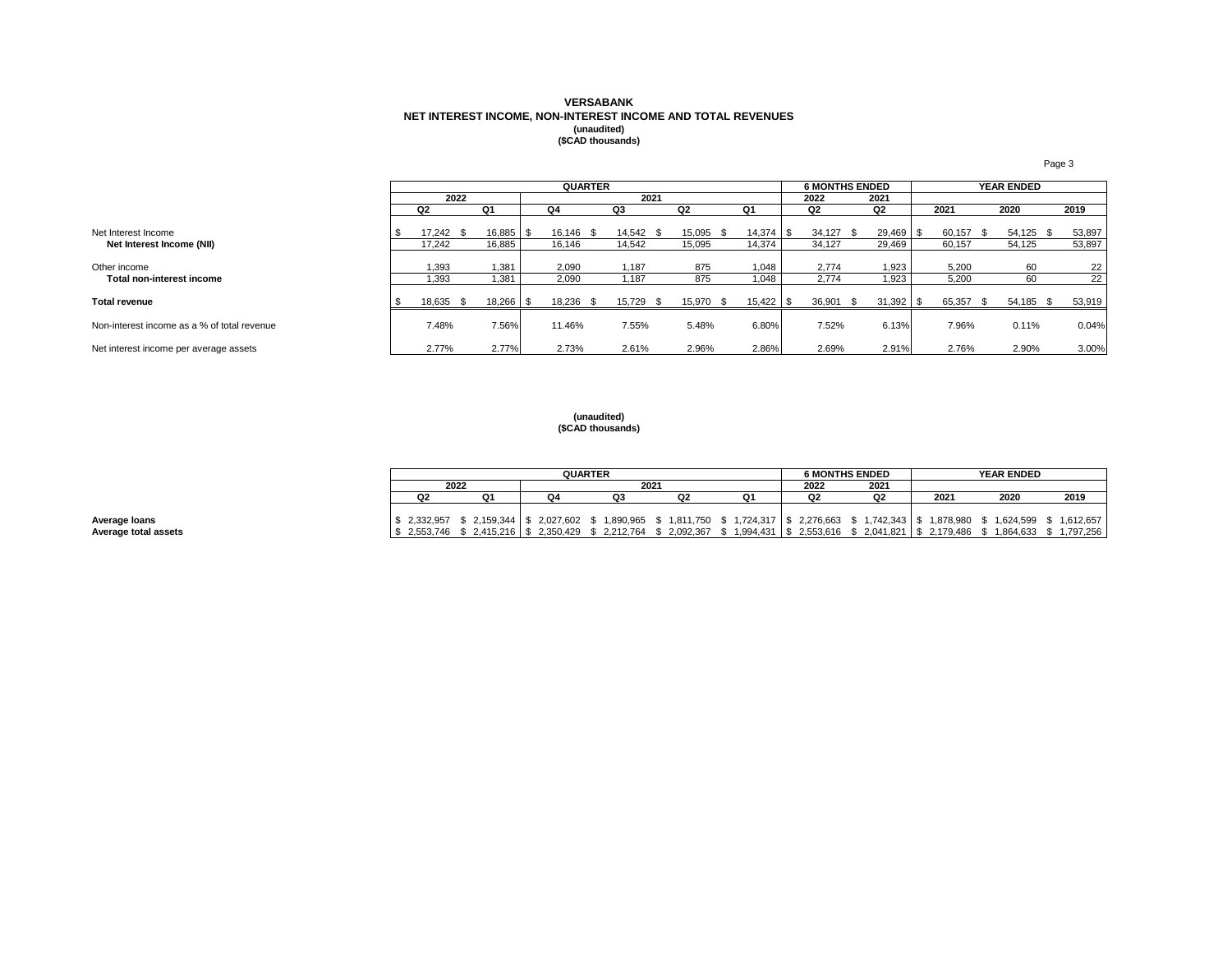# VERSABANK

## NET INTEREST INCOME, NON-INTEREST INCOME AND TOTAL REVENUES

**(unaudited)**
**($CAD thousands)**

| | QUARTER | | | | | | 6 MONTHS ENDED | | YEAR ENDED | | |
|---|---|---|---|---|---|---|---|---|---|---|---|
| | 2022 | | 2021 | | | | 2022 | 2021 | | | |
| | Q2 | Q1 | Q4 | Q3 | Q2 | Q1 | Q2 | Q2 | 2021 | 2020 | 2019 |
| Net Interest Income | $ 17,242 | $ 16,885 | $ 16,146 | $ 14,542 | $ 15,095 | $ 14,374 | $ 34,127 | $ 29,469 | $ 60,157 | $ 54,125 | $ 53,897 |
| **Net Interest Income (NII)** | 17,242 | 16,885 | 16,146 | 14,542 | 15,095 | 14,374 | 34,127 | 29,469 | 60,157 | 54,125 | 53,897 |
| Other income | 1,393 | 1,381 | 2,090 | 1,187 | 875 | 1,048 | 2,774 | 1,923 | 5,200 | 60 | 22 |
| **Total non-interest income** | 1,393 | 1,381 | 2,090 | 1,187 | 875 | 1,048 | 2,774 | 1,923 | 5,200 | 60 | 22 |
| **Total revenue** | $ 18,635 | $ 18,266 | $ 18,236 | $ 15,729 | $ 15,970 | $ 15,422 | $ 36,901 | $ 31,392 | $ 65,357 | $ 54,185 | $ 53,919 |
| Non-interest income as a % of total revenue | 7.48% | 7.56% | 11.46% | 7.55% | 5.48% | 6.80% | 7.52% | 6.13% | 7.96% | 0.11% | 0.04% |
| Net interest income per average assets | 2.77% | 2.77% | 2.73% | 2.61% | 2.96% | 2.86% | 2.69% | 2.91% | 2.76% | 2.90% | 3.00% |

**(unaudited)**
**($CAD thousands)**

| | QUARTER | | | | | | 6 MONTHS ENDED | | YEAR ENDED | | |
|---|---|---|---|---|---|---|---|---|---|---|---|
| | 2022 | | 2021 | | | | 2022 | 2021 | | | |
| | Q2 | Q1 | Q4 | Q3 | Q2 | Q1 | Q2 | Q2 | 2021 | 2020 | 2019 |
| **Average loans** | $ 2,332,957 | $ 2,159,344 | $ 2,027,602 | $ 1,890,965 | $ 1,811,750 | $ 1,724,317 | $ 2,276,663 | $ 1,742,343 | $ 1,878,980 | $ 1,624,599 | $ 1,612,657 |
| **Average total assets** | $ 2,553,746 | $ 2,415,216 | $ 2,350,429 | $ 2,212,764 | $ 2,092,367 | $ 1,994,431 | $ 2,553,616 | $ 2,041,821 | $ 2,179,486 | $ 1,864,633 | $ 1,797,256 |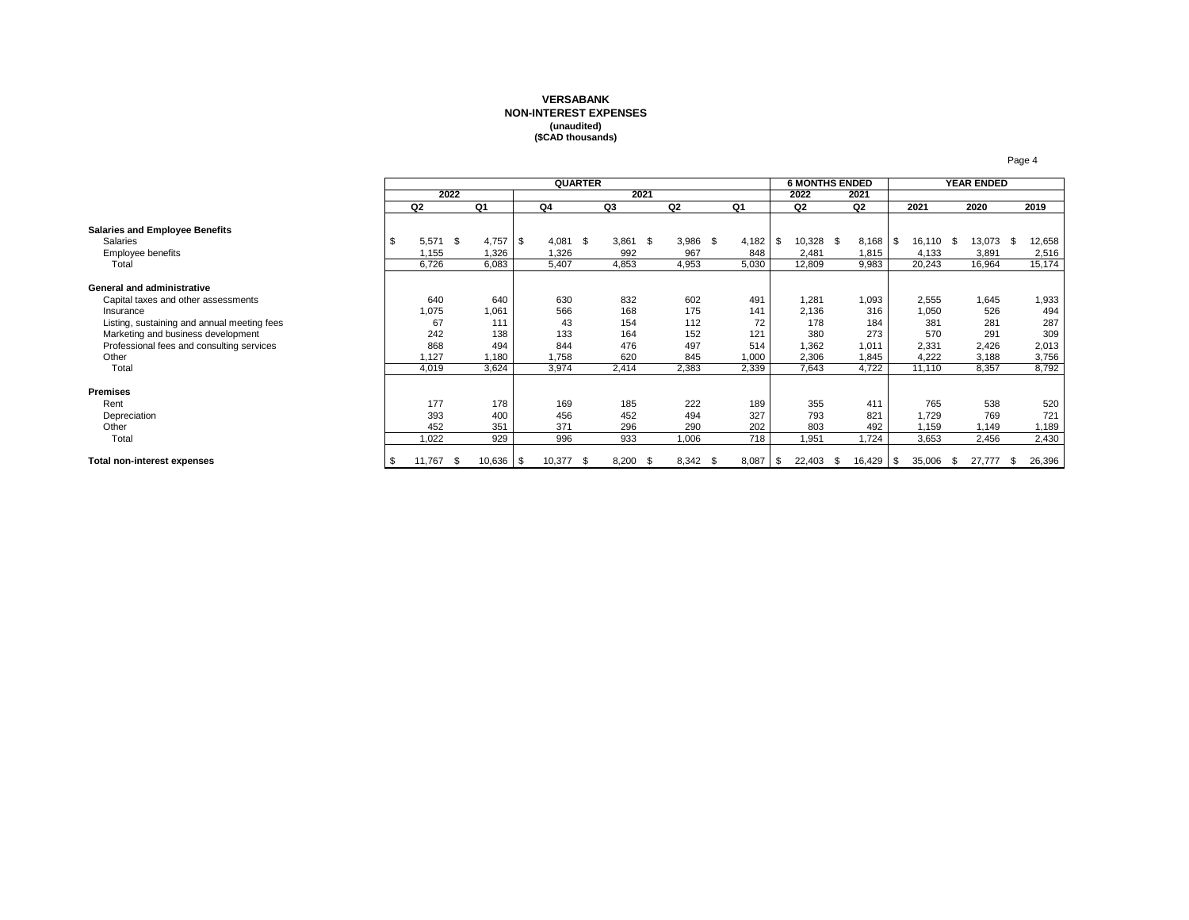**VERSABANK**
**NON-INTEREST EXPENSES**
**(unaudited)**
**($CAD thousands)**

| | QUARTER | | | | | | 6 MONTHS ENDED | | YEAR ENDED | | |
|---|---|---|---|---|---|---|---|---|---|---|---|
| | 2022 | | 2021 | | | | 2022 | 2021 | | | |
| | Q2 | Q1 | Q4 | Q3 | Q2 | Q1 | Q2 | Q2 | 2021 | 2020 | 2019 |
| **Salaries and Employee Benefits** | | | | | | | | | | | |
| Salaries | $ 5,571 | $ 4,757 | $ 4,081 | $ 3,861 | $ 3,986 | $ 4,182 | $ 10,328 | $ 8,168 | $ 16,110 | $ 13,073 | $ 12,658 |
| Employee benefits | 1,155 | 1,326 | 1,326 | 992 | 967 | 848 | 2,481 | 1,815 | 4,133 | 3,891 | 2,516 |
| Total | 6,726 | 6,083 | 5,407 | 4,853 | 4,953 | 5,030 | 12,809 | 9,983 | 20,243 | 16,964 | 15,174 |
| **General and administrative** | | | | | | | | | | | |
| Capital taxes and other assessments | 640 | 640 | 630 | 832 | 602 | 491 | 1,281 | 1,093 | 2,555 | 1,645 | 1,933 |
| Insurance | 1,075 | 1,061 | 566 | 168 | 175 | 141 | 2,136 | 316 | 1,050 | 526 | 494 |
| Listing, sustaining and annual meeting fees | 67 | 111 | 43 | 154 | 112 | 72 | 178 | 184 | 381 | 281 | 287 |
| Marketing and business development | 242 | 138 | 133 | 164 | 152 | 121 | 380 | 273 | 570 | 291 | 309 |
| Professional fees and consulting services | 868 | 494 | 844 | 476 | 497 | 514 | 1,362 | 1,011 | 2,331 | 2,426 | 2,013 |
| Other | 1,127 | 1,180 | 1,758 | 620 | 845 | 1,000 | 2,306 | 1,845 | 4,222 | 3,188 | 3,756 |
| Total | 4,019 | 3,624 | 3,974 | 2,414 | 2,383 | 2,339 | 7,643 | 4,722 | 11,110 | 8,357 | 8,792 |
| **Premises** | | | | | | | | | | | |
| Rent | 177 | 178 | 169 | 185 | 222 | 189 | 355 | 411 | 765 | 538 | 520 |
| Depreciation | 393 | 400 | 456 | 452 | 494 | 327 | 793 | 821 | 1,729 | 769 | 721 |
| Other | 452 | 351 | 371 | 296 | 290 | 202 | 803 | 492 | 1,159 | 1,149 | 1,189 |
| Total | 1,022 | 929 | 996 | 933 | 1,006 | 718 | 1,951 | 1,724 | 3,653 | 2,456 | 2,430 |
| **Total non-interest expenses** | $ 11,767 | $ 10,636 | $ 10,377 | $ 8,200 | $ 8,342 | $ 8,087 | $ 22,403 | $ 16,429 | $ 35,006 | $ 27,777 | $ 26,396 |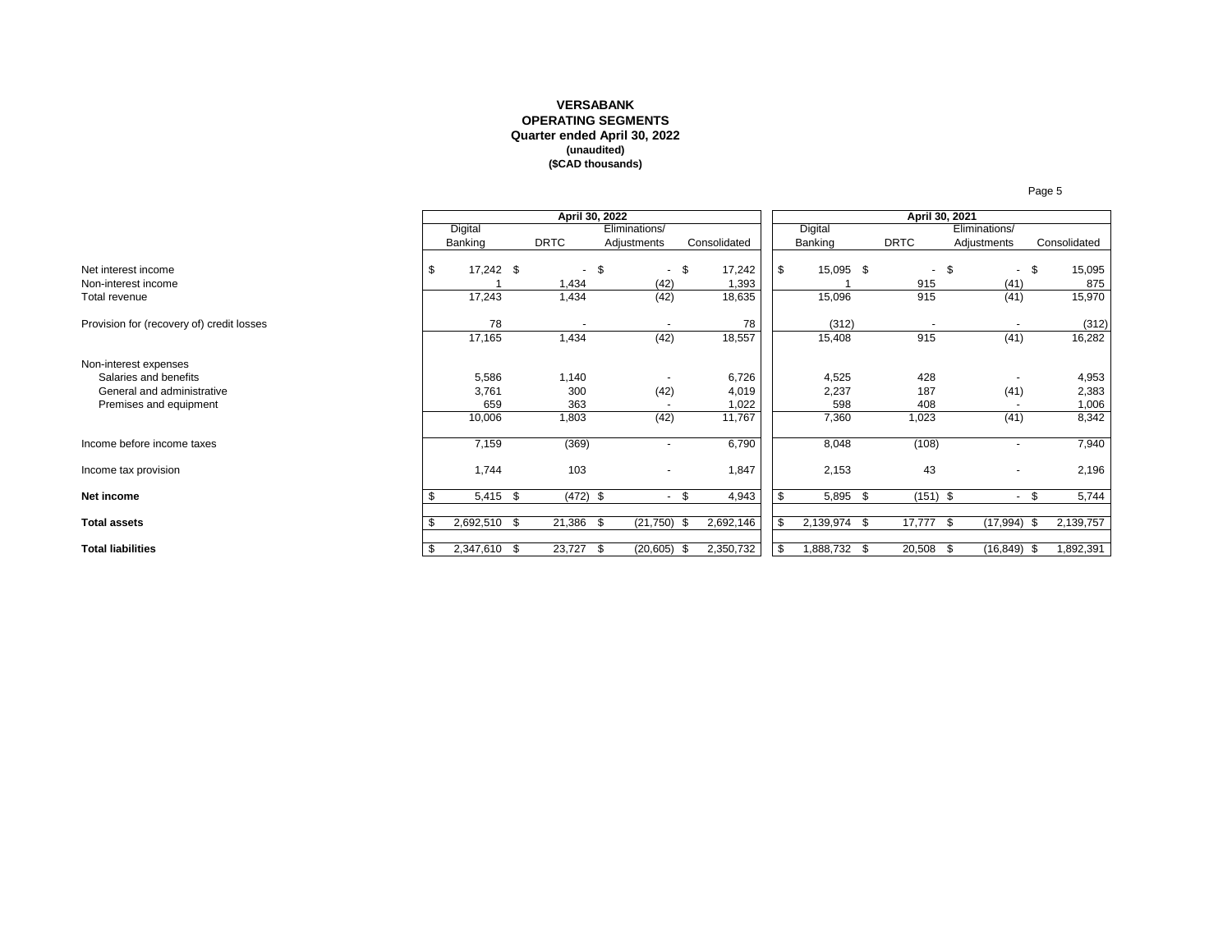**VERSABANK**
**OPERATING SEGMENTS**
**Quarter ended April 30, 2022**
**(unaudited)**
**($CAD thousands)**

| | April 30, 2022 | | | | April 30, 2021 | | | |
|---|---|---|---|---|---|---|---|---|
| | Digital Banking | DRTC | Eliminations/ Adjustments | Consolidated | Digital Banking | DRTC | Eliminations/ Adjustments | Consolidated |
| Net interest income | $ 17,242 | $ - | $ - | $ 17,242 | $ 15,095 | $ - | $ - | $ 15,095 |
| Non-interest income | 1 | 1,434 | (42) | 1,393 | 1 | 915 | (41) | 875 |
| Total revenue | 17,243 | 1,434 | (42) | 18,635 | 15,096 | 915 | (41) | 15,970 |
| Provision for (recovery of) credit losses | 78 | - | - | 78 | (312) | - | - | (312) |
| | 17,165 | 1,434 | (42) | 18,557 | 15,408 | 915 | (41) | 16,282 |
| Non-interest expenses | | | | | | | | |
| Salaries and benefits | 5,586 | 1,140 | - | 6,726 | 4,525 | 428 | - | 4,953 |
| General and administrative | 3,761 | 300 | (42) | 4,019 | 2,237 | 187 | (41) | 2,383 |
| Premises and equipment | 659 | 363 | - | 1,022 | 598 | 408 | - | 1,006 |
| | 10,006 | 1,803 | (42) | 11,767 | 7,360 | 1,023 | (41) | 8,342 |
| Income before income taxes | 7,159 | (369) | - | 6,790 | 8,048 | (108) | - | 7,940 |
| Income tax provision | 1,744 | 103 | - | 1,847 | 2,153 | 43 | - | 2,196 |
| **Net income** | $ 5,415 | $ (472) | $ - | $ 4,943 | $ 5,895 | $ (151) | $ - | $ 5,744 |
| **Total assets** | $ 2,692,510 | $ 21,386 | $ (21,750) | $ 2,692,146 | $ 2,139,974 | $ 17,777 | $ (17,994) | $ 2,139,757 |
| **Total liabilities** | $ 2,347,610 | $ 23,727 | $ (20,605) | $ 2,350,732 | $ 1,888,732 | $ 20,508 | $ (16,849) | $ 1,892,391 |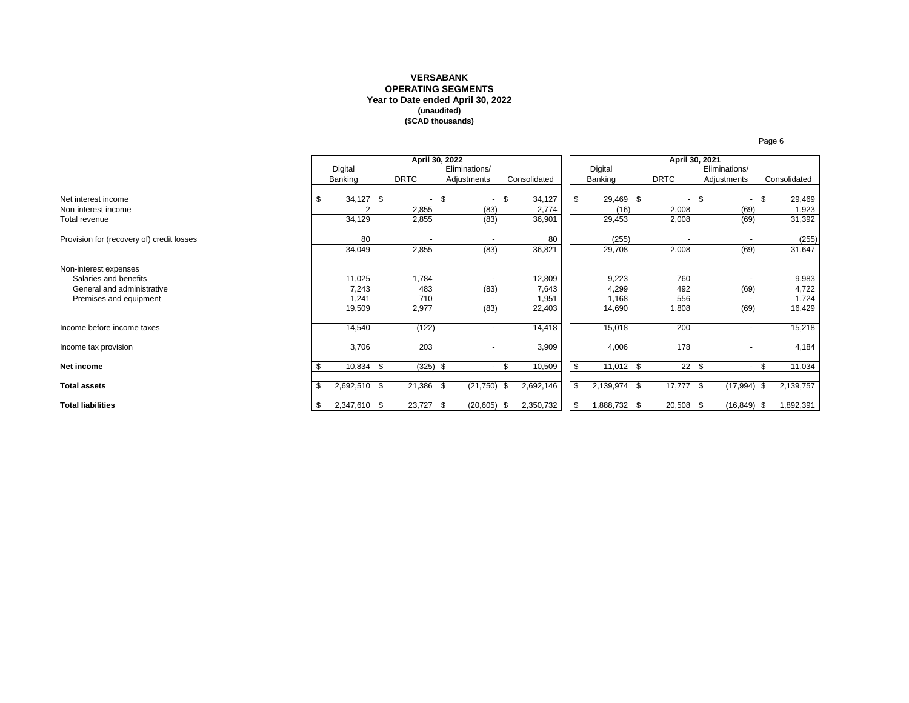**VERSABANK**
**OPERATING SEGMENTS**
**Year to Date ended April 30, 2022**
**(unaudited)**
**($CAD thousands)**

| | April 30, 2022 | | | | April 30, 2021 | | | |
|---|---|---|---|---|---|---|---|---|
| | Digital Banking | DRTC | Eliminations/ Adjustments | Consolidated | Digital Banking | DRTC | Eliminations/ Adjustments | Consolidated |
| Net interest income | $ 34,127 | $ - | $ - | $ 34,127 | $ 29,469 | $ - | $ - | $ 29,469 |
| Non-interest income | 2 | 2,855 | (83) | 2,774 | (16) | 2,008 | (69) | 1,923 |
| Total revenue | 34,129 | 2,855 | (83) | 36,901 | 29,453 | 2,008 | (69) | 31,392 |
| Provision for (recovery of) credit losses | 80 | - | - | 80 | (255) | - | - | (255) |
| | 34,049 | 2,855 | (83) | 36,821 | 29,708 | 2,008 | (69) | 31,647 |
| Non-interest expenses | | | | | | | | |
| Salaries and benefits | 11,025 | 1,784 | - | 12,809 | 9,223 | 760 | - | 9,983 |
| General and administrative | 7,243 | 483 | (83) | 7,643 | 4,299 | 492 | (69) | 4,722 |
| Premises and equipment | 1,241 | 710 | - | 1,951 | 1,168 | 556 | - | 1,724 |
| | 19,509 | 2,977 | (83) | 22,403 | 14,690 | 1,808 | (69) | 16,429 |
| Income before income taxes | 14,540 | (122) | - | 14,418 | 15,018 | 200 | - | 15,218 |
| Income tax provision | 3,706 | 203 | - | 3,909 | 4,006 | 178 | - | 4,184 |
| **Net income** | $ 10,834 | $ (325) | $ - | $ 10,509 | $ 11,012 | $ 22 | $ - | $ 11,034 |
| **Total assets** | $ 2,692,510 | $ 21,386 | $ (21,750) | $ 2,692,146 | $ 2,139,974 | $ 17,777 | $ (17,994) | $ 2,139,757 |
| **Total liabilities** | $ 2,347,610 | $ 23,727 | $ (20,605) | $ 2,350,732 | $ 1,888,732 | $ 20,508 | $ (16,849) | $ 1,892,391 |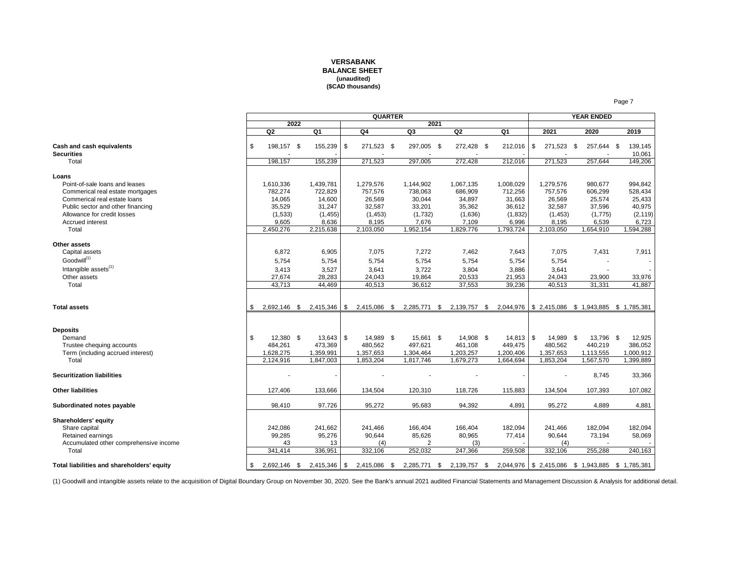**VERSABANK**
**BALANCE SHEET**
**(unaudited)**
**($CAD thousands)**

| | QUARTER | | | | | | YEAR ENDED | | |
|---|---|---|---|---|---|---|---|---|---|
| | 2022 | | 2021 | | | | | | |
| | Q2 | Q1 | Q4 | Q3 | Q2 | Q1 | 2021 | 2020 | 2019 |
| **Cash and cash equivalents** | $ 198,157 | $ 155,239 | $ 271,523 | $ 297,005 | $ 272,428 | $ 212,016 | $ 271,523 | $ 257,644 | $ 139,145 |
| **Securities** | - | - | - | - | - | - | - | - | 10,061 |
| Total | 198,157 | 155,239 | 271,523 | 297,005 | 272,428 | 212,016 | 271,523 | 257,644 | 149,206 |
| **Loans** | | | | | | | | | |
| Point-of-sale loans and leases | 1,610,336 | 1,439,781 | 1,279,576 | 1,144,902 | 1,067,135 | 1,008,029 | 1,279,576 | 980,677 | 994,842 |
| Commerical real estate mortgages | 782,274 | 722,829 | 757,576 | 738,063 | 686,909 | 712,256 | 757,576 | 606,299 | 528,434 |
| Commerical real estate loans | 14,065 | 14,600 | 26,569 | 30,044 | 34,897 | 31,663 | 26,569 | 25,574 | 25,433 |
| Public sector and other financing | 35,529 | 31,247 | 32,587 | 33,201 | 35,362 | 36,612 | 32,587 | 37,596 | 40,975 |
| Allowance for credit losses | (1,533) | (1,455) | (1,453) | (1,732) | (1,636) | (1,832) | (1,453) | (1,775) | (2,119) |
| Accrued interest | 9,605 | 8,636 | 8,195 | 7,676 | 7,109 | 6,996 | 8,195 | 6,539 | 6,723 |
| Total | 2,450,276 | 2,215,638 | 2,103,050 | 1,952,154 | 1,829,776 | 1,793,724 | 2,103,050 | 1,654,910 | 1,594,288 |
| **Other assets** | | | | | | | | | |
| Capital assets | 6,872 | 6,905 | 7,075 | 7,272 | 7,462 | 7,643 | 7,075 | 7,431 | 7,911 |
| Goodwill[(1)] | 5,754 | 5,754 | 5,754 | 5,754 | 5,754 | 5,754 | 5,754 | - | - |
| Intangible assets[(1)] | 3,413 | 3,527 | 3,641 | 3,722 | 3,804 | 3,886 | 3,641 | - | - |
| Other assets | 27,674 | 28,283 | 24,043 | 19,864 | 20,533 | 21,953 | 24,043 | 23,900 | 33,976 |
| Total | 43,713 | 44,469 | 40,513 | 36,612 | 37,553 | 39,236 | 40,513 | 31,331 | 41,887 |
| **Total assets** | $ 2,692,146 | $ 2,415,346 | $ 2,415,086 | $ 2,285,771 | $ 2,139,757 | $ 2,044,976 | $ 2,415,086 | $ 1,943,885 | $ 1,785,381 |
| **Deposits** | | | | | | | | | |
| Demand | $ 12,380 | $ 13,643 | $ 14,989 | $ 15,661 | $ 14,908 | $ 14,813 | $ 14,989 | $ 13,796 | $ 12,925 |
| Trustee chequing accounts | 484,261 | 473,369 | 480,562 | 497,621 | 461,108 | 449,475 | 480,562 | 440,219 | 386,052 |
| Term (including accrued interest) | 1,628,275 | 1,359,991 | 1,357,653 | 1,304,464 | 1,203,257 | 1,200,406 | 1,357,653 | 1,113,555 | 1,000,912 |
| Total | 2,124,916 | 1,847,003 | 1,853,204 | 1,817,746 | 1,679,273 | 1,664,694 | 1,853,204 | 1,567,570 | 1,399,889 |
| **Securitization liabilities** | - | - | - | - | - | - | - | 8,745 | 33,366 |
| **Other liabilities** | 127,406 | 133,666 | 134,504 | 120,310 | 118,726 | 115,883 | 134,504 | 107,393 | 107,082 |
| **Subordinated notes payable** | 98,410 | 97,726 | 95,272 | 95,683 | 94,392 | 4,891 | 95,272 | 4,889 | 4,881 |
| **Shareholders' equity** | | | | | | | | | |
| Share capital | 242,086 | 241,662 | 241,466 | 166,404 | 166,404 | 182,094 | 241,466 | 182,094 | 182,094 |
| Retained earnings | 99,285 | 95,276 | 90,644 | 85,626 | 80,965 | 77,414 | 90,644 | 73,194 | 58,069 |
| Accumulated other comprehensive income | 43 | 13 | (4) | 2 | (3) | - | (4) | - | - |
| Total | 341,414 | 336,951 | 332,106 | 252,032 | 247,366 | 259,508 | 332,106 | 255,288 | 240,163 |
| **Total liabilities and shareholders' equity** | $ 2,692,146 | $ 2,415,346 | $ 2,415,086 | $ 2,285,771 | $ 2,139,757 | $ 2,044,976 | $ 2,415,086 | $ 1,943,885 | $ 1,785,381 |

(1) Goodwill and intangible assets relate to the acquisition of Digital Boundary Group on November 30, 2020. See the Bank's annual 2021 audited Financial Statements and Management Discussion & Analysis for additional detail.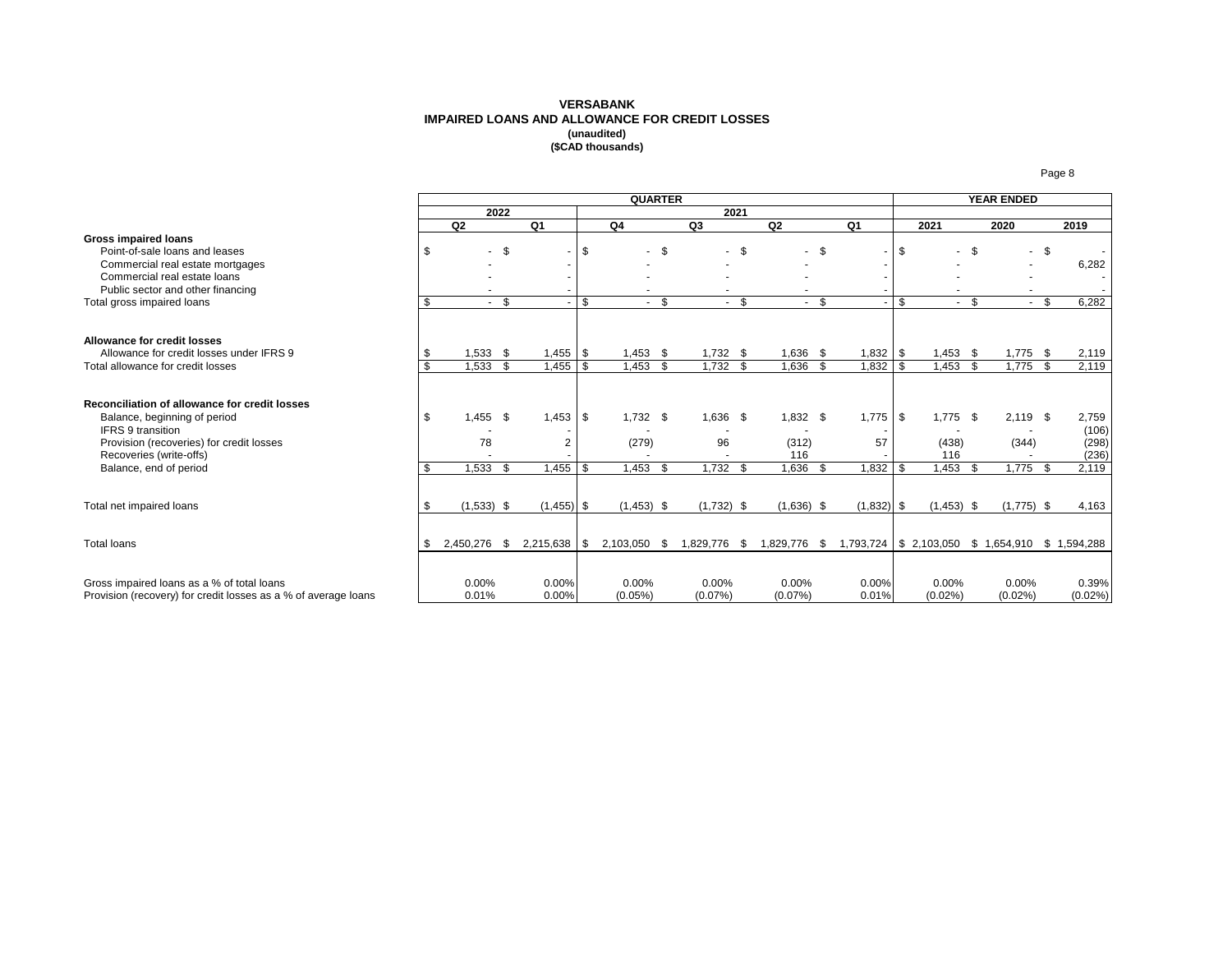# VERSABANK

## IMPAIRED LOANS AND ALLOWANCE FOR CREDIT LOSSES

**(unaudited)**

**($CAD thousands)**

| | QUARTER | | | | | | YEAR ENDED | | |
|---|---|---|---|---|---|---|---|---|---|
| | 2022 | | 2021 | | | | | | |
| | Q2 | Q1 | Q4 | Q3 | Q2 | Q1 | 2021 | 2020 | 2019 |
| **Gross impaired loans** | | | | | | | | | |
| Point-of-sale loans and leases | $ - | $ - | $ - | $ - | $ - | $ - | $ - | $ - | $ - |
| Commercial real estate mortgages | - | - | - | - | - | - | - | - | 6,282 |
| Commercial real estate loans | - | - | - | - | - | - | - | - | - |
| Public sector and other financing | - | - | - | - | - | - | - | - | - |
| Total gross impaired loans | $ - | $ - | $ - | $ - | $ - | $ - | $ - | $ - | $ 6,282 |
| | | | | | | | | | |
| **Allowance for credit losses** | | | | | | | | | |
| Allowance for credit losses under IFRS 9 | $ 1,533 | $ 1,455 | $ 1,453 | $ 1,732 | $ 1,636 | $ 1,832 | $ 1,453 | $ 1,775 | $ 2,119 |
| Total allowance for credit losses | $ 1,533 | $ 1,455 | $ 1,453 | $ 1,732 | $ 1,636 | $ 1,832 | $ 1,453 | $ 1,775 | $ 2,119 |
| | | | | | | | | | |
| **Reconciliation of allowance for credit losses** | | | | | | | | | |
| Balance, beginning of period | $ 1,455 | $ 1,453 | $ 1,732 | $ 1,636 | $ 1,832 | $ 1,775 | $ 1,775 | $ 2,119 | $ 2,759 |
| IFRS 9 transition | - | - | - | - | - | - | - | - | (106) |
| Provision (recoveries) for credit losses | 78 | 2 | (279) | 96 | (312) | 57 | (438) | (344) | (298) |
| Recoveries (write-offs) | - | - | - | - | 116 | - | 116 | - | (236) |
| Balance, end of period | $ 1,533 | $ 1,455 | $ 1,453 | $ 1,732 | $ 1,636 | $ 1,832 | $ 1,453 | $ 1,775 | $ 2,119 |
| | | | | | | | | | |
| Total net impaired loans | $ (1,533) | $ (1,455) | $ (1,453) | $ (1,732) | $ (1,636) | $ (1,832) | $ (1,453) | $ (1,775) | $ 4,163 |
| | | | | | | | | | |
| Total loans | $ 2,450,276 | $ 2,215,638 | $ 2,103,050 | $ 1,829,776 | $ 1,829,776 | $ 1,793,724 | $ 2,103,050 | $ 1,654,910 | $ 1,594,288 |
| | | | | | | | | | |
| Gross impaired loans as a % of total loans | 0.00% | 0.00% | 0.00% | 0.00% | 0.00% | 0.00% | 0.00% | 0.00% | 0.39% |
| Provision (recovery) for credit losses as a % of average loans | 0.01% | 0.00% | (0.05%) | (0.07%) | (0.07%) | 0.01% | (0.02%) | (0.02%) | (0.02%) |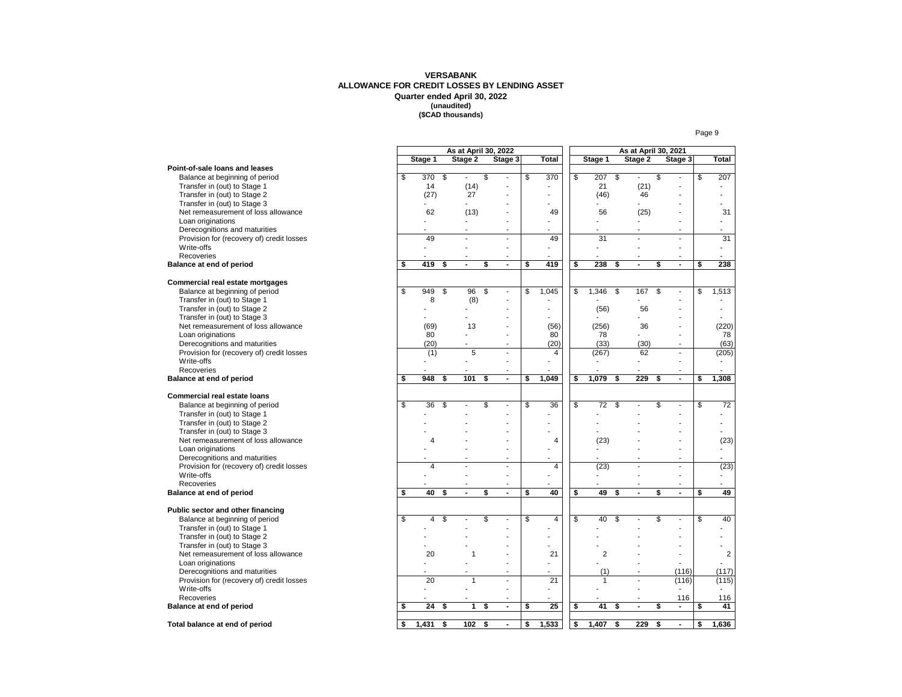**VERSABANK**
**ALLOWANCE FOR CREDIT LOSSES BY LENDING ASSET**
**Quarter ended April 30, 2022**
**(unaudited)**
**($CAD thousands)**

| | As at April 30, 2022 | | | | As at April 30, 2021 | | | |
|---|---|---|---|---|---|---|---|---|
| | Stage 1 | Stage 2 | Stage 3 | Total | Stage 1 | Stage 2 | Stage 3 | Total |
| **Point-of-sale loans and leases** | | | | | | | | |
| Balance at beginning of period | $ 370 | $ - | $ - | $ 370 | $ 207 | $ - | $ - | $ 207 |
| Transfer in (out) to Stage 1 | 14 | (14) | - | - | 21 | (21) | - | - |
| Transfer in (out) to Stage 2 | (27) | 27 | - | - | (46) | 46 | - | - |
| Transfer in (out) to Stage 3 | - | - | - | - | - | - | - | - |
| Net remeasurement of loss allowance | 62 | (13) | - | 49 | 56 | (25) | - | 31 |
| Loan originations | - | - | - | - | - | - | - | - |
| Derecognitions and maturities | - | - | - | - | - | - | - | - |
| Provision for (recovery of) credit losses | 49 | - | - | 49 | 31 | - | - | 31 |
| Write-offs | - | - | - | - | - | - | - | - |
| Recoveries | - | - | - | - | - | - | - | - |
| **Balance at end of period** | **$ 419** | **$ -** | **$ -** | **$ 419** | **$ 238** | **$ -** | **$ -** | **$ 238** |
| **Commercial real estate mortgages** | | | | | | | | |
| Balance at beginning of period | $ 949 | $ 96 | $ - | $ 1,045 | $ 1,346 | $ 167 | $ - | $ 1,513 |
| Transfer in (out) to Stage 1 | 8 | (8) | - | - | - | - | - | - |
| Transfer in (out) to Stage 2 | - | - | - | - | (56) | 56 | - | - |
| Transfer in (out) to Stage 3 | - | - | - | - | - | - | - | - |
| Net remeasurement of loss allowance | (69) | 13 | - | (56) | (256) | 36 | - | (220) |
| Loan originations | 80 | - | - | 80 | 78 | - | - | 78 |
| Derecognitions and maturities | (20) | - | - | (20) | (33) | (30) | - | (63) |
| Provision for (recovery of) credit losses | (1) | 5 | - | 4 | (267) | 62 | - | (205) |
| Write-offs | - | - | - | - | - | - | - | - |
| Recoveries | - | - | - | - | - | - | - | - |
| **Balance at end of period** | **$ 948** | **$ 101** | **$ -** | **$ 1,049** | **$ 1,079** | **$ 229** | **$ -** | **$ 1,308** |
| **Commercial real estate loans** | | | | | | | | |
| Balance at beginning of period | $ 36 | $ - | $ - | $ 36 | $ 72 | $ - | $ - | $ 72 |
| Transfer in (out) to Stage 1 | - | - | - | - | - | - | - | - |
| Transfer in (out) to Stage 2 | - | - | - | - | - | - | - | - |
| Transfer in (out) to Stage 3 | - | - | - | - | - | - | - | - |
| Net remeasurement of loss allowance | 4 | - | - | 4 | (23) | - | - | (23) |
| Loan originations | - | - | - | - | - | - | - | - |
| Derecognitions and maturities | - | - | - | - | - | - | - | - |
| Provision for (recovery of) credit losses | 4 | - | - | 4 | (23) | - | - | (23) |
| Write-offs | - | - | - | - | - | - | - | - |
| Recoveries | - | - | - | - | - | - | - | - |
| **Balance at end of period** | **$ 40** | **$ -** | **$ -** | **$ 40** | **$ 49** | **$ -** | **$ -** | **$ 49** |
| **Public sector and other financing** | | | | | | | | |
| Balance at beginning of period | $ 4 | $ - | $ - | $ 4 | $ 40 | $ - | $ - | $ 40 |
| Transfer in (out) to Stage 1 | - | - | - | - | - | - | - | - |
| Transfer in (out) to Stage 2 | - | - | - | - | - | - | - | - |
| Transfer in (out) to Stage 3 | - | - | - | - | - | - | - | - |
| Net remeasurement of loss allowance | 20 | 1 | - | 21 | 2 | - | - | 2 |
| Loan originations | - | - | - | - | - | - | - | - |
| Derecognitions and maturities | - | - | - | - | (1) | - | (116) | (117) |
| Provision for (recovery of) credit losses | 20 | 1 | - | 21 | 1 | - | (116) | (115) |
| Write-offs | - | - | - | - | - | - | - | - |
| Recoveries | - | - | - | - | - | - | 116 | 116 |
| **Balance at end of period** | **$ 24** | **$ 1** | **$ -** | **$ 25** | **$ 41** | **$ -** | **$ -** | **$ 41** |
| **Total balance at end of period** | **$ 1,431** | **$ 102** | **$ -** | **$ 1,533** | **$ 1,407** | **$ 229** | **$ -** | **$ 1,636** |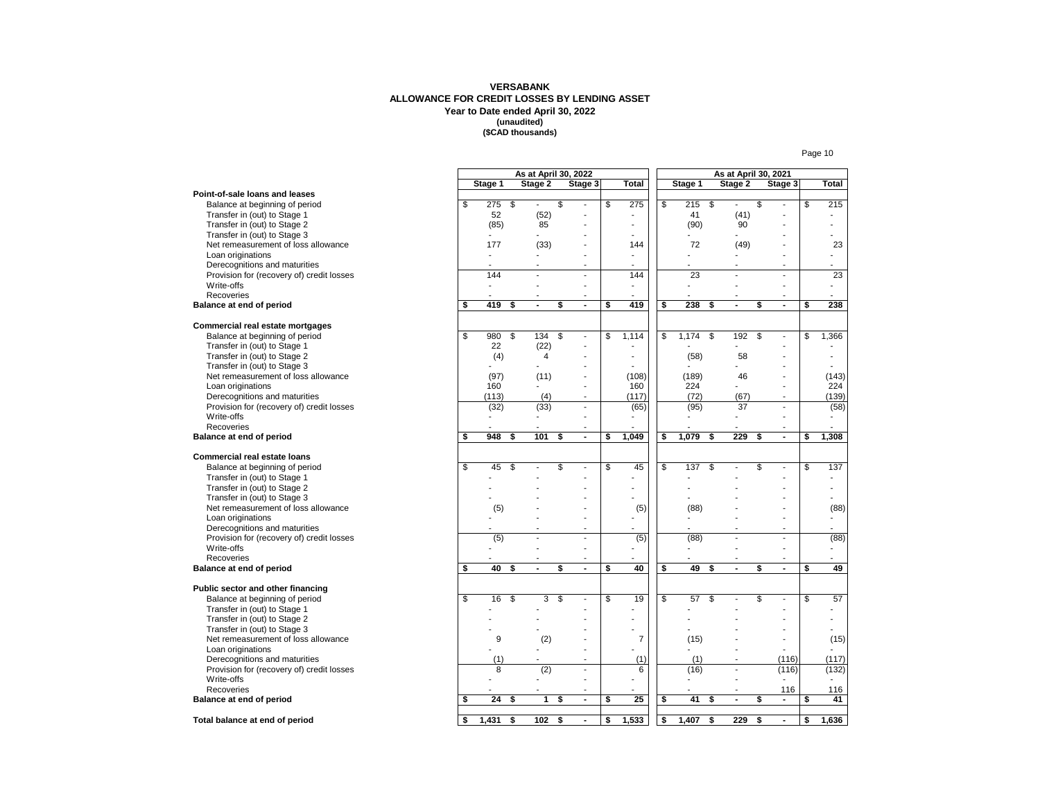**VERSABANK**
**ALLOWANCE FOR CREDIT LOSSES BY LENDING ASSET**
**Year to Date ended April 30, 2022**
**(unaudited)**
**($CAD thousands)**

| | As at April 30, 2022 | | | | As at April 30, 2021 | | | |
|---|---|---|---|---|---|---|---|---|
| | Stage 1 | Stage 2 | Stage 3 | Total | Stage 1 | Stage 2 | Stage 3 | Total |
| **Point-of-sale loans and leases** | | | | | | | | |
| Balance at beginning of period | $ 275 | $ - | $ - | $ 275 | $ 215 | $ - | $ - | $ 215 |
| Transfer in (out) to Stage 1 | 52 | (52) | - | - | 41 | (41) | - | - |
| Transfer in (out) to Stage 2 | (85) | 85 | - | - | (90) | 90 | - | - |
| Transfer in (out) to Stage 3 | - | - | - | - | - | - | - | - |
| Net remeasurement of loss allowance | 177 | (33) | - | 144 | 72 | (49) | - | 23 |
| Loan originations | - | - | - | - | - | - | - | - |
| Derecognitions and maturities | - | - | - | - | - | - | - | - |
| Provision for (recovery of) credit losses | 144 | - | - | 144 | 23 | - | - | 23 |
| Write-offs | - | - | - | - | - | - | - | - |
| Recoveries | - | - | - | - | - | - | - | - |
| **Balance at end of period** | **$ 419** | **$ -** | **$ -** | **$ 419** | **$ 238** | **$ -** | **$ -** | **$ 238** |
| | | | | | | | | |
| **Commercial real estate mortgages** | | | | | | | | |
| Balance at beginning of period | $ 980 | $ 134 | $ - | $ 1,114 | $ 1,174 | $ 192 | $ - | $ 1,366 |
| Transfer in (out) to Stage 1 | 22 | (22) | - | - | - | - | - | - |
| Transfer in (out) to Stage 2 | (4) | 4 | - | - | (58) | 58 | - | - |
| Transfer in (out) to Stage 3 | - | - | - | - | - | - | - | - |
| Net remeasurement of loss allowance | (97) | (11) | - | (108) | (189) | 46 | - | (143) |
| Loan originations | 160 | - | - | 160 | 224 | - | - | 224 |
| Derecognitions and maturities | (113) | (4) | - | (117) | (72) | (67) | - | (139) |
| Provision for (recovery of) credit losses | (32) | (33) | - | (65) | (95) | 37 | - | (58) |
| Write-offs | - | - | - | - | - | - | - | - |
| Recoveries | - | - | - | - | - | - | - | - |
| **Balance at end of period** | **$ 948** | **$ 101** | **$ -** | **$ 1,049** | **$ 1,079** | **$ 229** | **$ -** | **$ 1,308** |
| | | | | | | | | |
| **Commercial real estate loans** | | | | | | | | |
| Balance at beginning of period | $ 45 | $ - | $ - | $ 45 | $ 137 | $ - | $ - | $ 137 |
| Transfer in (out) to Stage 1 | - | - | - | - | - | - | - | - |
| Transfer in (out) to Stage 2 | - | - | - | - | - | - | - | - |
| Transfer in (out) to Stage 3 | - | - | - | - | - | - | - | - |
| Net remeasurement of loss allowance | (5) | - | - | (5) | (88) | - | - | (88) |
| Loan originations | - | - | - | - | - | - | - | - |
| Derecognitions and maturities | - | - | - | - | - | - | - | - |
| Provision for (recovery of) credit losses | (5) | - | - | (5) | (88) | - | - | (88) |
| Write-offs | - | - | - | - | - | - | - | - |
| Recoveries | - | - | - | - | - | - | - | - |
| **Balance at end of period** | **$ 40** | **$ -** | **$ -** | **$ 40** | **$ 49** | **$ -** | **$ -** | **$ 49** |
| | | | | | | | | |
| **Public sector and other financing** | | | | | | | | |
| Balance at beginning of period | $ 16 | $ 3 | $ - | $ 19 | $ 57 | $ - | $ - | $ 57 |
| Transfer in (out) to Stage 1 | - | - | - | - | - | - | - | - |
| Transfer in (out) to Stage 2 | - | - | - | - | - | - | - | - |
| Transfer in (out) to Stage 3 | - | - | - | - | - | - | - | - |
| Net remeasurement of loss allowance | 9 | (2) | - | 7 | (15) | - | - | (15) |
| Loan originations | - | - | - | - | - | - | - | - |
| Derecognitions and maturities | (1) | - | - | (1) | (1) | - | (116) | (117) |
| Provision for (recovery of) credit losses | 8 | (2) | - | 6 | (16) | - | (116) | (132) |
| Write-offs | - | - | - | - | - | - | - | - |
| Recoveries | - | - | - | - | - | - | 116 | 116 |
| **Balance at end of period** | **$ 24** | **$ 1** | **$ -** | **$ 25** | **$ 41** | **$ -** | **$ -** | **$ 41** |
| | | | | | | | | |
| **Total balance at end of period** | **$ 1,431** | **$ 102** | **$ -** | **$ 1,533** | **$ 1,407** | **$ 229** | **$ -** | **$ 1,636** |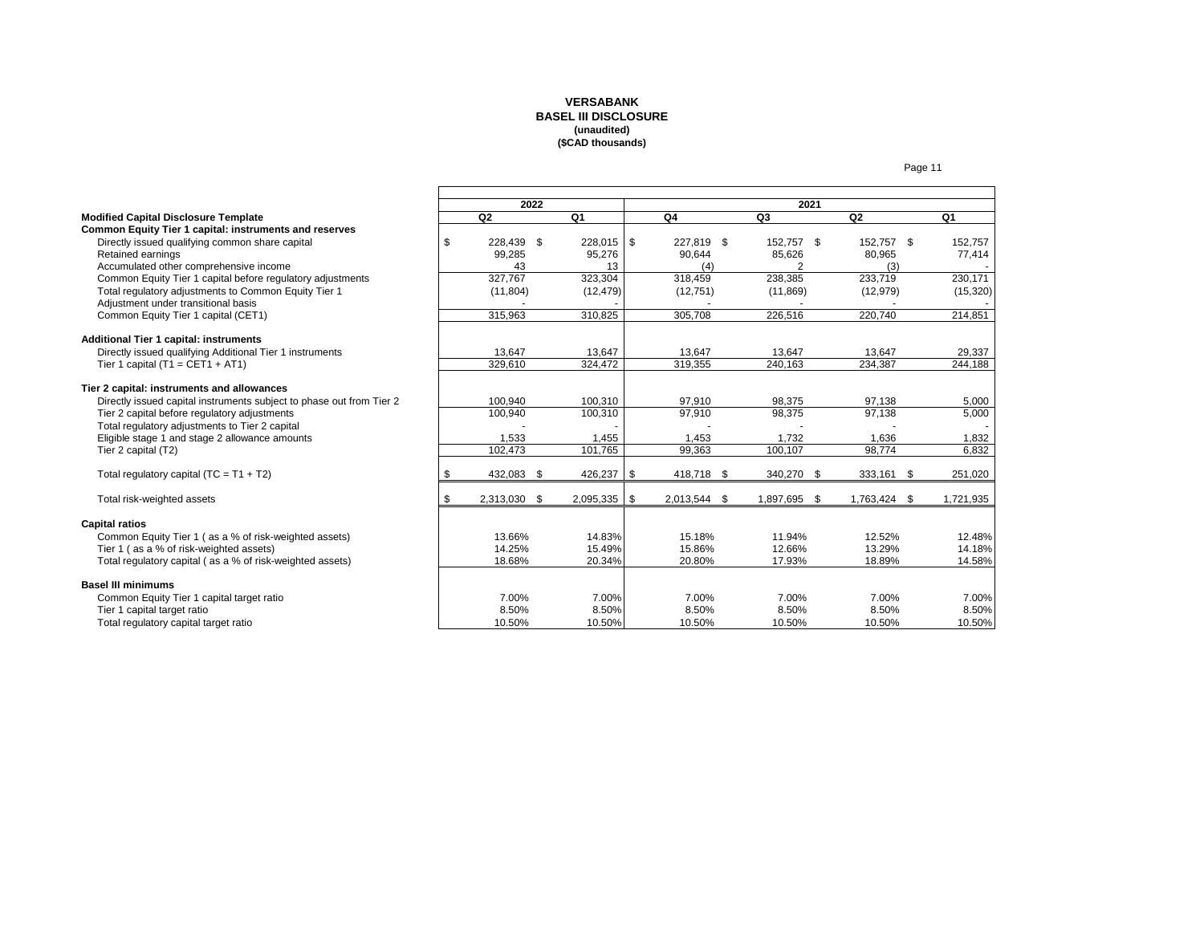**VERSABANK**
**BASEL III DISCLOSURE**
**(unaudited)**
**($CAD thousands)**

| Modified Capital Disclosure Template | 2022 Q2 | 2022 Q1 | 2021 Q4 | 2021 Q3 | 2021 Q2 | 2021 Q1 |
|---|---|---|---|---|---|---|
| **Common Equity Tier 1 capital: instruments and reserves** | | | | | | |
| Directly issued qualifying common share capital | $ 228,439 | $ 228,015 | $ 227,819 | $ 152,757 | $ 152,757 | $ 152,757 |
| Retained earnings | 99,285 | 95,276 | 90,644 | 85,626 | 80,965 | 77,414 |
| Accumulated other comprehensive income | 43 | 13 | (4) | 2 | (3) | - |
| Common Equity Tier 1 capital before regulatory adjustments | 327,767 | 323,304 | 318,459 | 238,385 | 233,719 | 230,171 |
| Total regulatory adjustments to Common Equity Tier 1 | (11,804) | (12,479) | (12,751) | (11,869) | (12,979) | (15,320) |
| Adjustment under transitional basis | - | - | - | - | - | - |
| Common Equity Tier 1 capital (CET1) | 315,963 | 310,825 | 305,708 | 226,516 | 220,740 | 214,851 |
| | | | | | | |
| **Additional Tier 1 capital: instruments** | | | | | | |
| Directly issued qualifying Additional Tier 1 instruments | 13,647 | 13,647 | 13,647 | 13,647 | 13,647 | 29,337 |
| Tier 1 capital (T1 = CET1 + AT1) | 329,610 | 324,472 | 319,355 | 240,163 | 234,387 | 244,188 |
| | | | | | | |
| **Tier 2 capital: instruments and allowances** | | | | | | |
| Directly issued capital instruments subject to phase out from Tier 2 | 100,940 | 100,310 | 97,910 | 98,375 | 97,138 | 5,000 |
| Tier 2 capital before regulatory adjustments | 100,940 | 100,310 | 97,910 | 98,375 | 97,138 | 5,000 |
| Total regulatory adjustments to Tier 2 capital | - | - | - | - | - | - |
| Eligible stage 1 and stage 2 allowance amounts | 1,533 | 1,455 | 1,453 | 1,732 | 1,636 | 1,832 |
| Tier 2 capital (T2) | 102,473 | 101,765 | 99,363 | 100,107 | 98,774 | 6,832 |
| | | | | | | |
| Total regulatory capital (TC = T1 + T2) | $ 432,083 | $ 426,237 | $ 418,718 | $ 340,270 | $ 333,161 | $ 251,020 |
| | | | | | | |
| Total risk-weighted assets | $ 2,313,030 | $ 2,095,335 | $ 2,013,544 | $ 1,897,695 | $ 1,763,424 | $ 1,721,935 |
| | | | | | | |
| **Capital ratios** | | | | | | |
| Common Equity Tier 1 ( as a % of risk-weighted assets) | 13.66% | 14.83% | 15.18% | 11.94% | 12.52% | 12.48% |
| Tier 1 ( as a % of risk-weighted assets) | 14.25% | 15.49% | 15.86% | 12.66% | 13.29% | 14.18% |
| Total regulatory capital ( as a % of risk-weighted assets) | 18.68% | 20.34% | 20.80% | 17.93% | 18.89% | 14.58% |
| | | | | | | |
| **Basel III minimums** | | | | | | |
| Common Equity Tier 1 capital target ratio | 7.00% | 7.00% | 7.00% | 7.00% | 7.00% | 7.00% |
| Tier 1 capital target ratio | 8.50% | 8.50% | 8.50% | 8.50% | 8.50% | 8.50% |
| Total regulatory capital target ratio | 10.50% | 10.50% | 10.50% | 10.50% | 10.50% | 10.50% |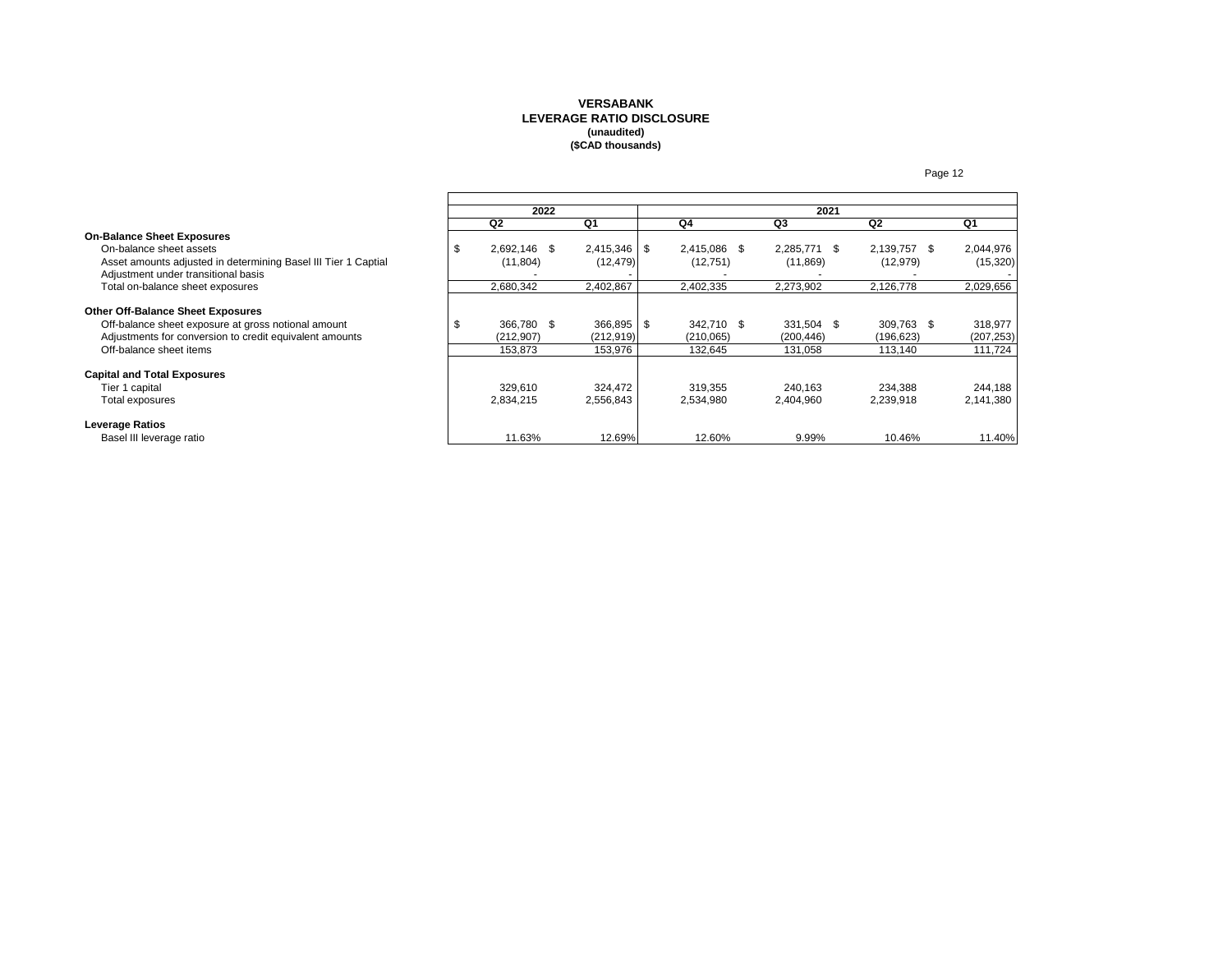**VERSABANK**
**LEVERAGE RATIO DISCLOSURE**
**(unaudited)**
**($CAD thousands)**

| | 2022 | | 2021 | | | |
|---|---|---|---|---|---|---|
| | Q2 | Q1 | Q4 | Q3 | Q2 | Q1 |
| **On-Balance Sheet Exposures** | | | | | | |
| On-balance sheet assets | $ 2,692,146 | $ 2,415,346 | $ 2,415,086 | $ 2,285,771 | $ 2,139,757 | $ 2,044,976 |
| Asset amounts adjusted in determining Basel III Tier 1 Captial | (11,804) | (12,479) | (12,751) | (11,869) | (12,979) | (15,320) |
| Adjustment under transitional basis | - | - | - | - | - | - |
| Total on-balance sheet exposures | 2,680,342 | 2,402,867 | 2,402,335 | 2,273,902 | 2,126,778 | 2,029,656 |
| **Other Off-Balance Sheet Exposures** | | | | | | |
| Off-balance sheet exposure at gross notional amount | $ 366,780 | $ 366,895 | $ 342,710 | $ 331,504 | $ 309,763 | $ 318,977 |
| Adjustments for conversion to credit equivalent amounts | (212,907) | (212,919) | (210,065) | (200,446) | (196,623) | (207,253) |
| Off-balance sheet items | 153,873 | 153,976 | 132,645 | 131,058 | 113,140 | 111,724 |
| **Capital and Total Exposures** | | | | | | |
| Tier 1 capital | 329,610 | 324,472 | 319,355 | 240,163 | 234,388 | 244,188 |
| Total exposures | 2,834,215 | 2,556,843 | 2,534,980 | 2,404,960 | 2,239,918 | 2,141,380 |
| **Leverage Ratios** | | | | | | |
| Basel III leverage ratio | 11.63% | 12.69% | 12.60% | 9.99% | 10.46% | 11.40% |